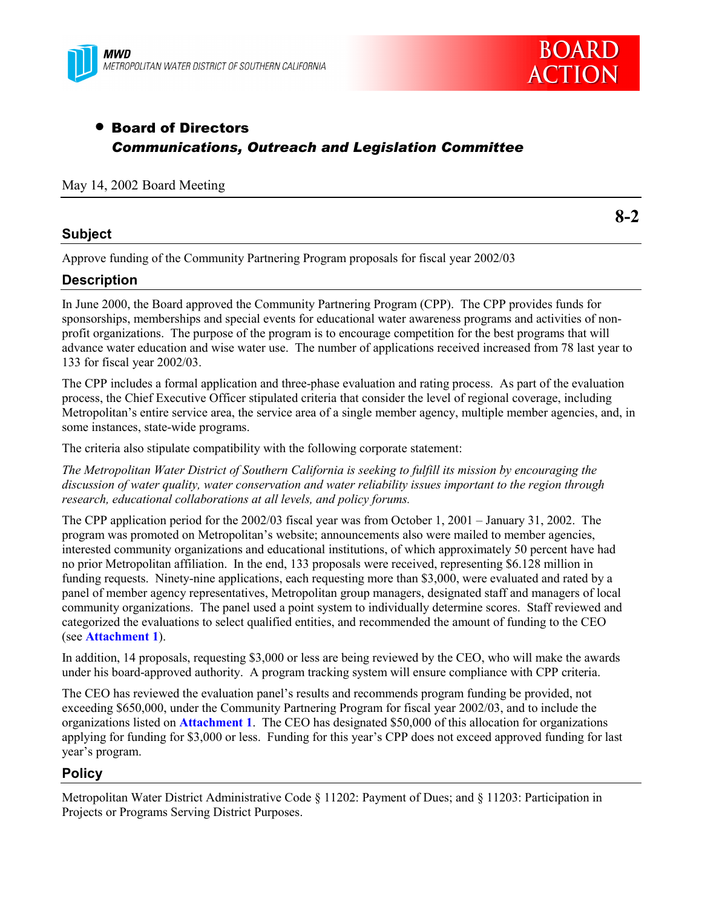MWD
METROPOLITAN WATER DISTRICT OF SOUTHERN CALIFORNIA

BOARD ACTION

- **Board of Directors**
  ***Communications, Outreach and Legislation Committee***

May 14, 2002 Board Meeting

**8-2**

## Subject

Approve funding of the Community Partnering Program proposals for fiscal year 2002/03

## Description

In June 2000, the Board approved the Community Partnering Program (CPP). The CPP provides funds for sponsorships, memberships and special events for educational water awareness programs and activities of non-profit organizations. The purpose of the program is to encourage competition for the best programs that will advance water education and wise water use. The number of applications received increased from 78 last year to 133 for fiscal year 2002/03.

The CPP includes a formal application and three-phase evaluation and rating process. As part of the evaluation process, the Chief Executive Officer stipulated criteria that consider the level of regional coverage, including Metropolitan's entire service area, the service area of a single member agency, multiple member agencies, and, in some instances, state-wide programs.

The criteria also stipulate compatibility with the following corporate statement:

*The Metropolitan Water District of Southern California is seeking to fulfill its mission by encouraging the discussion of water quality, water conservation and water reliability issues important to the region through research, educational collaborations at all levels, and policy forums.*

The CPP application period for the 2002/03 fiscal year was from October 1, 2001 – January 31, 2002. The program was promoted on Metropolitan's website; announcements also were mailed to member agencies, interested community organizations and educational institutions, of which approximately 50 percent have had no prior Metropolitan affiliation. In the end, 133 proposals were received, representing $6.128 million in funding requests. Ninety-nine applications, each requesting more than $3,000, were evaluated and rated by a panel of member agency representatives, Metropolitan group managers, designated staff and managers of local community organizations. The panel used a point system to individually determine scores. Staff reviewed and categorized the evaluations to select qualified entities, and recommended the amount of funding to the CEO (see **Attachment 1**).

In addition, 14 proposals, requesting $3,000 or less are being reviewed by the CEO, who will make the awards under his board-approved authority. A program tracking system will ensure compliance with CPP criteria.

The CEO has reviewed the evaluation panel's results and recommends program funding be provided, not exceeding $650,000, under the Community Partnering Program for fiscal year 2002/03, and to include the organizations listed on **Attachment 1**. The CEO has designated $50,000 of this allocation for organizations applying for funding for $3,000 or less. Funding for this year's CPP does not exceed approved funding for last year's program.

## Policy

Metropolitan Water District Administrative Code § 11202: Payment of Dues; and § 11203: Participation in Projects or Programs Serving District Purposes.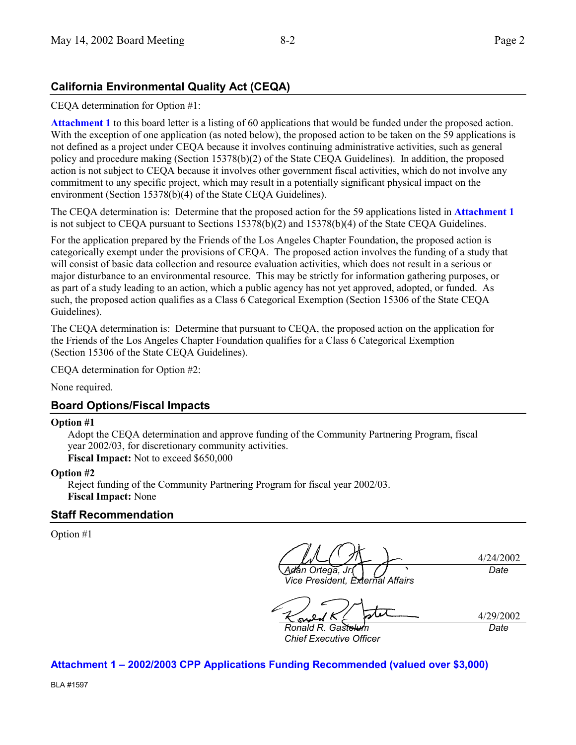## California Environmental Quality Act (CEQA)

CEQA determination for Option #1:

**Attachment 1** to this board letter is a listing of 60 applications that would be funded under the proposed action. With the exception of one application (as noted below), the proposed action to be taken on the 59 applications is not defined as a project under CEQA because it involves continuing administrative activities, such as general policy and procedure making (Section 15378(b)(2) of the State CEQA Guidelines). In addition, the proposed action is not subject to CEQA because it involves other government fiscal activities, which do not involve any commitment to any specific project, which may result in a potentially significant physical impact on the environment (Section 15378(b)(4) of the State CEQA Guidelines).

The CEQA determination is: Determine that the proposed action for the 59 applications listed in **Attachment 1** is not subject to CEQA pursuant to Sections 15378(b)(2) and 15378(b)(4) of the State CEQA Guidelines.

For the application prepared by the Friends of the Los Angeles Chapter Foundation, the proposed action is categorically exempt under the provisions of CEQA. The proposed action involves the funding of a study that will consist of basic data collection and resource evaluation activities, which does not result in a serious or major disturbance to an environmental resource. This may be strictly for information gathering purposes, or as part of a study leading to an action, which a public agency has not yet approved, adopted, or funded. As such, the proposed action qualifies as a Class 6 Categorical Exemption (Section 15306 of the State CEQA Guidelines).

The CEQA determination is: Determine that pursuant to CEQA, the proposed action on the application for the Friends of the Los Angeles Chapter Foundation qualifies for a Class 6 Categorical Exemption (Section 15306 of the State CEQA Guidelines).

CEQA determination for Option #2:

None required.

## Board Options/Fiscal Impacts

**Option #1**

Adopt the CEQA determination and approve funding of the Community Partnering Program, fiscal year 2002/03, for discretionary community activities.
**Fiscal Impact:** Not to exceed $650,000

**Option #2**

Reject funding of the Community Partnering Program for fiscal year 2002/03.
**Fiscal Impact:** None

## Staff Recommendation

Option #1

*Adán Ortega, Jr.* — 4/24/2002
*Vice President, External Affairs* — *Date*

*Ronald R. Gastelum* — 4/29/2002
*Chief Executive Officer* — *Date*

**Attachment 1 – 2002/2003 CPP Applications Funding Recommended (valued over $3,000)**

BLA #1597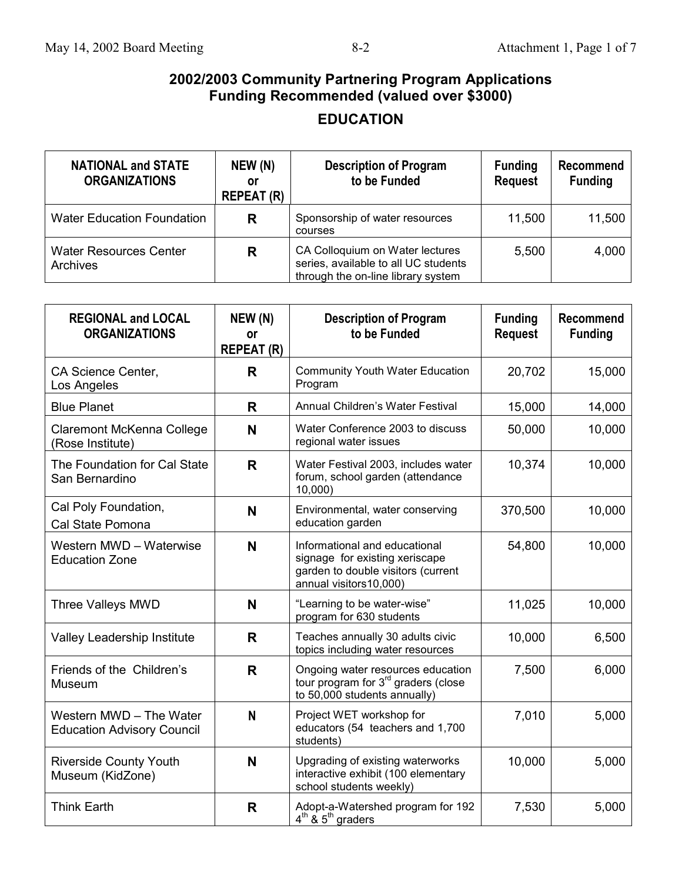## 2002/2003 Community Partnering Program Applications Funding Recommended (valued over $3000)

### EDUCATION

| NATIONAL and STATE ORGANIZATIONS | NEW (N) or REPEAT (R) | Description of Program to be Funded | Funding Request | Recommend Funding |
|---|---|---|---|---|
| Water Education Foundation | R | Sponsorship of water resources courses | 11,500 | 11,500 |
| Water Resources Center Archives | R | CA Colloquium on Water lectures series, available to all UC students through the on-line library system | 5,500 | 4,000 |

| REGIONAL and LOCAL ORGANIZATIONS | NEW (N) or REPEAT (R) | Description of Program to be Funded | Funding Request | Recommend Funding |
|---|---|---|---|---|
| CA Science Center, Los Angeles | R | Community Youth Water Education Program | 20,702 | 15,000 |
| Blue Planet | R | Annual Children's Water Festival | 15,000 | 14,000 |
| Claremont McKenna College (Rose Institute) | N | Water Conference 2003 to discuss regional water issues | 50,000 | 10,000 |
| The Foundation for Cal State San Bernardino | R | Water Festival 2003, includes water forum, school garden (attendance 10,000) | 10,374 | 10,000 |
| Cal Poly Foundation, Cal State Pomona | N | Environmental, water conserving education garden | 370,500 | 10,000 |
| Western MWD – Waterwise Education Zone | N | Informational and educational signage for existing xeriscape garden to double visitors (current annual visitors10,000) | 54,800 | 10,000 |
| Three Valleys MWD | N | "Learning to be water-wise" program for 630 students | 11,025 | 10,000 |
| Valley Leadership Institute | R | Teaches annually 30 adults civic topics including water resources | 10,000 | 6,500 |
| Friends of the Children's Museum | R | Ongoing water resources education tour program for 3rd graders (close to 50,000 students annually) | 7,500 | 6,000 |
| Western MWD – The Water Education Advisory Council | N | Project WET workshop for educators (54 teachers and 1,700 students) | 7,010 | 5,000 |
| Riverside County Youth Museum (KidZone) | N | Upgrading of existing waterworks interactive exhibit (100 elementary school students weekly) | 10,000 | 5,000 |
| Think Earth | R | Adopt-a-Watershed program for 192 4th & 5th graders | 7,530 | 5,000 |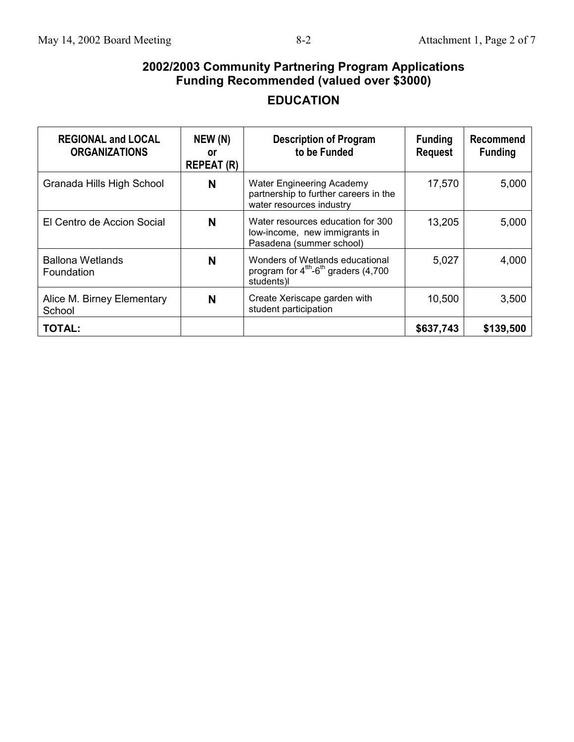## 2002/2003 Community Partnering Program Applications
## Funding Recommended (valued over $3000)

### EDUCATION

| REGIONAL and LOCAL ORGANIZATIONS | NEW (N) or REPEAT (R) | Description of Program to be Funded | Funding Request | Recommend Funding |
|---|---|---|---|---|
| Granada Hills High School | N | Water Engineering Academy partnership to further careers in the water resources industry | 17,570 | 5,000 |
| El Centro de Accion Social | N | Water resources education for 300 low-income, new immigrants in Pasadena (summer school) | 13,205 | 5,000 |
| Ballona Wetlands Foundation | N | Wonders of Wetlands educational program for 4[th]-6[th] graders (4,700 students)l | 5,027 | 4,000 |
| Alice M. Birney Elementary School | N | Create Xeriscape garden with student participation | 10,500 | 3,500 |
| **TOTAL:** | | | **$637,743** | **$139,500** |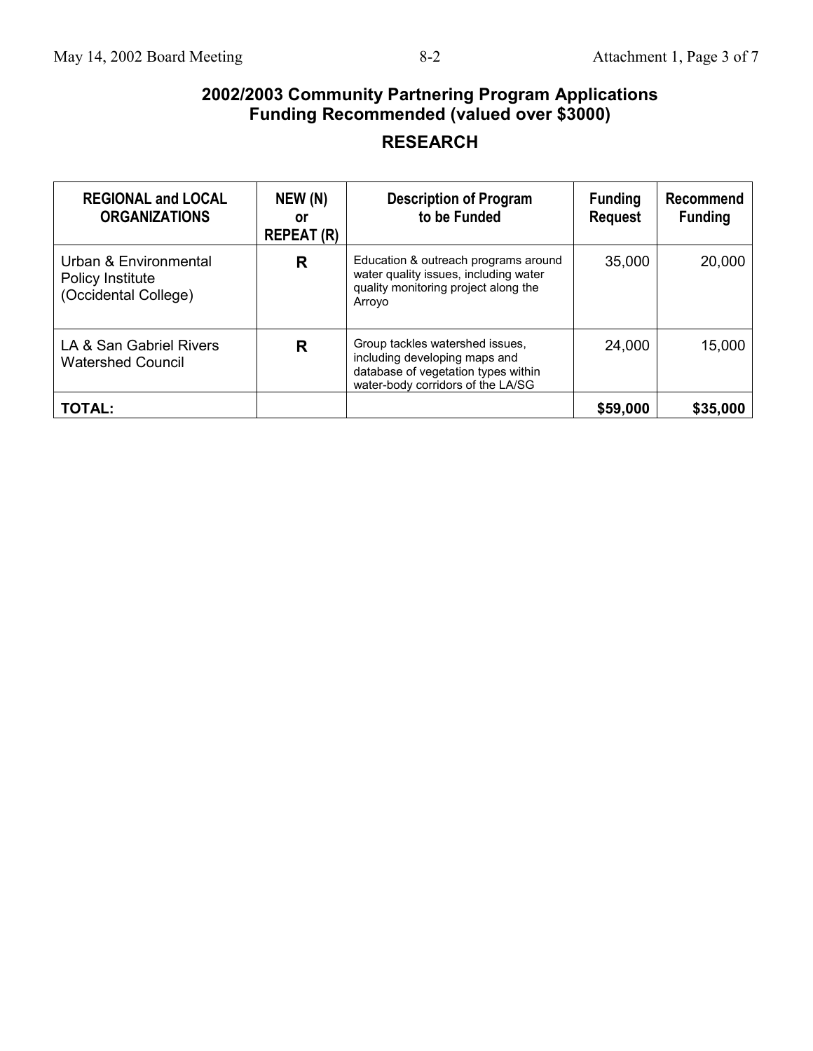## 2002/2003 Community Partnering Program Applications
## Funding Recommended (valued over $3000)

### RESEARCH

| REGIONAL and LOCAL ORGANIZATIONS | NEW (N) or REPEAT (R) | Description of Program to be Funded | Funding Request | Recommend Funding |
|---|---|---|---|---|
| Urban & Environmental Policy Institute (Occidental College) | R | Education & outreach programs around water quality issues, including water quality monitoring project along the Arroyo | 35,000 | 20,000 |
| LA & San Gabriel Rivers Watershed Council | R | Group tackles watershed issues, including developing maps and database of vegetation types within water-body corridors of the LA/SG | 24,000 | 15,000 |
| **TOTAL:** | | | **$59,000** | **$35,000** |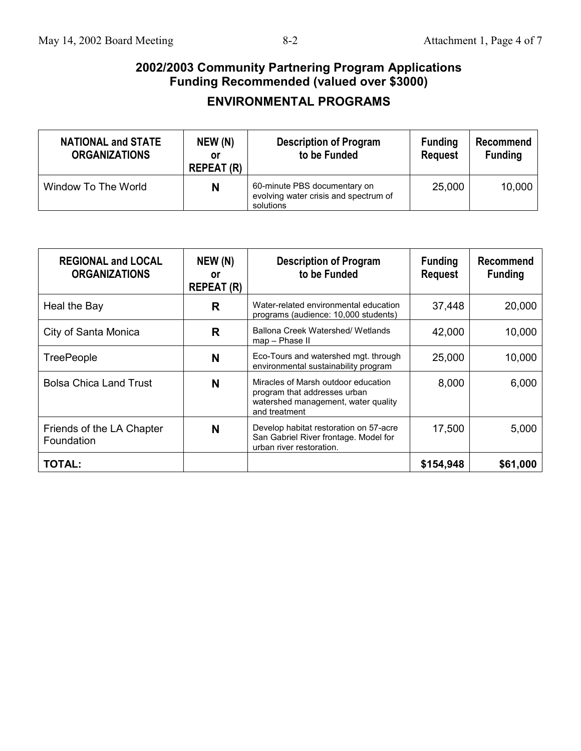## 2002/2003 Community Partnering Program Applications
## Funding Recommended (valued over $3000)

### ENVIRONMENTAL PROGRAMS

| NATIONAL and STATE ORGANIZATIONS | NEW (N) or REPEAT (R) | Description of Program to be Funded | Funding Request | Recommend Funding |
|---|---|---|---|---|
| Window To The World | N | 60-minute PBS documentary on evolving water crisis and spectrum of solutions | 25,000 | 10,000 |

| REGIONAL and LOCAL ORGANIZATIONS | NEW (N) or REPEAT (R) | Description of Program to be Funded | Funding Request | Recommend Funding |
|---|---|---|---|---|
| Heal the Bay | R | Water-related environmental education programs (audience: 10,000 students) | 37,448 | 20,000 |
| City of Santa Monica | R | Ballona Creek Watershed/ Wetlands map – Phase II | 42,000 | 10,000 |
| TreePeople | N | Eco-Tours and watershed mgt. through environmental sustainability program | 25,000 | 10,000 |
| Bolsa Chica Land Trust | N | Miracles of Marsh outdoor education program that addresses urban watershed management, water quality and treatment | 8,000 | 6,000 |
| Friends of the LA Chapter Foundation | N | Develop habitat restoration on 57-acre San Gabriel River frontage. Model for urban river restoration. | 17,500 | 5,000 |
| **TOTAL:** | | | **$154,948** | **$61,000** |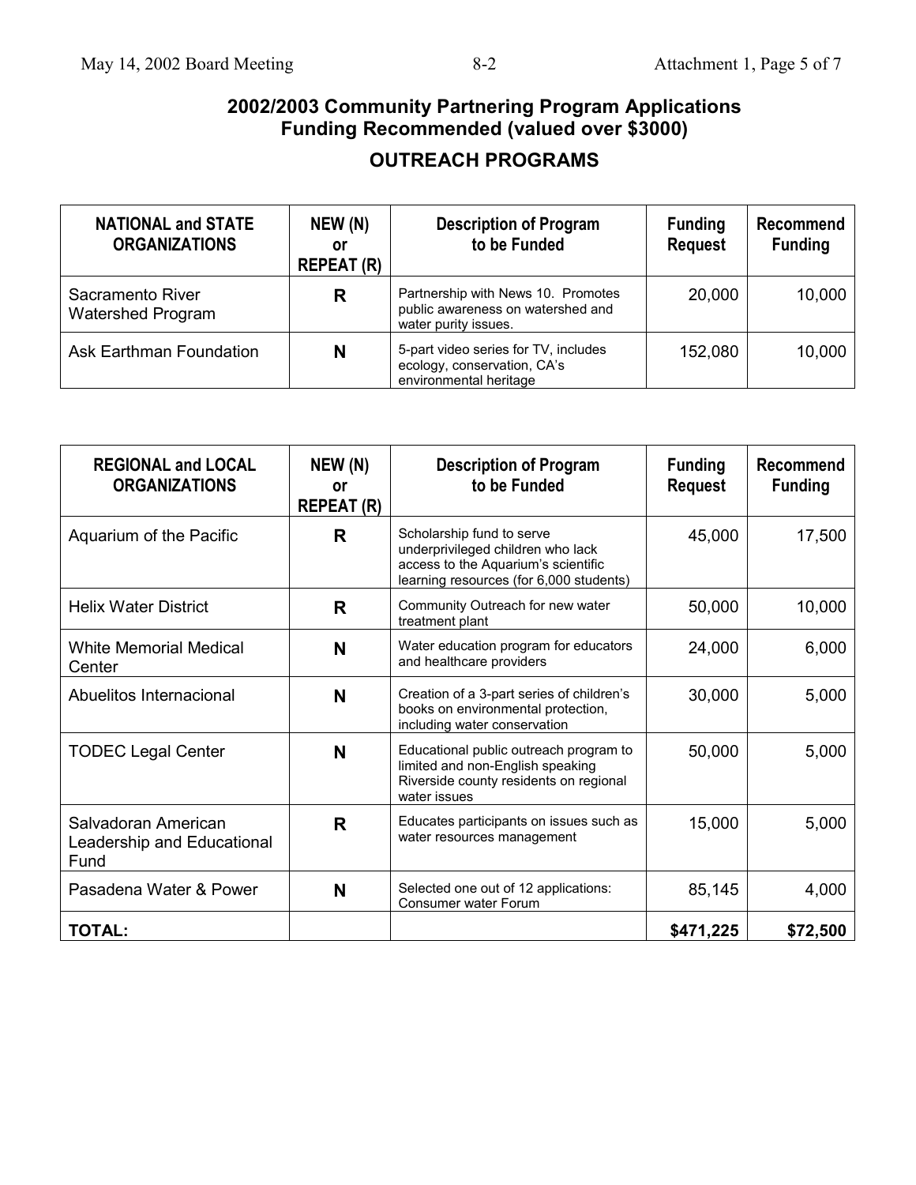## 2002/2003 Community Partnering Program Applications Funding Recommended (valued over $3000)

## OUTREACH PROGRAMS

| NATIONAL and STATE ORGANIZATIONS | NEW (N) or REPEAT (R) | Description of Program to be Funded | Funding Request | Recommend Funding |
|---|---|---|---|---|
| Sacramento River Watershed Program | R | Partnership with News 10. Promotes public awareness on watershed and water purity issues. | 20,000 | 10,000 |
| Ask Earthman Foundation | N | 5-part video series for TV, includes ecology, conservation, CA's environmental heritage | 152,080 | 10,000 |

| REGIONAL and LOCAL ORGANIZATIONS | NEW (N) or REPEAT (R) | Description of Program to be Funded | Funding Request | Recommend Funding |
|---|---|---|---|---|
| Aquarium of the Pacific | R | Scholarship fund to serve underprivileged children who lack access to the Aquarium's scientific learning resources (for 6,000 students) | 45,000 | 17,500 |
| Helix Water District | R | Community Outreach for new water treatment plant | 50,000 | 10,000 |
| White Memorial Medical Center | N | Water education program for educators and healthcare providers | 24,000 | 6,000 |
| Abuelitos Internacional | N | Creation of a 3-part series of children's books on environmental protection, including water conservation | 30,000 | 5,000 |
| TODEC Legal Center | N | Educational public outreach program to limited and non-English speaking Riverside county residents on regional water issues | 50,000 | 5,000 |
| Salvadoran American Leadership and Educational Fund | R | Educates participants on issues such as water resources management | 15,000 | 5,000 |
| Pasadena Water & Power | N | Selected one out of 12 applications: Consumer water Forum | 85,145 | 4,000 |
| **TOTAL:** | | | **$471,225** | **$72,500** |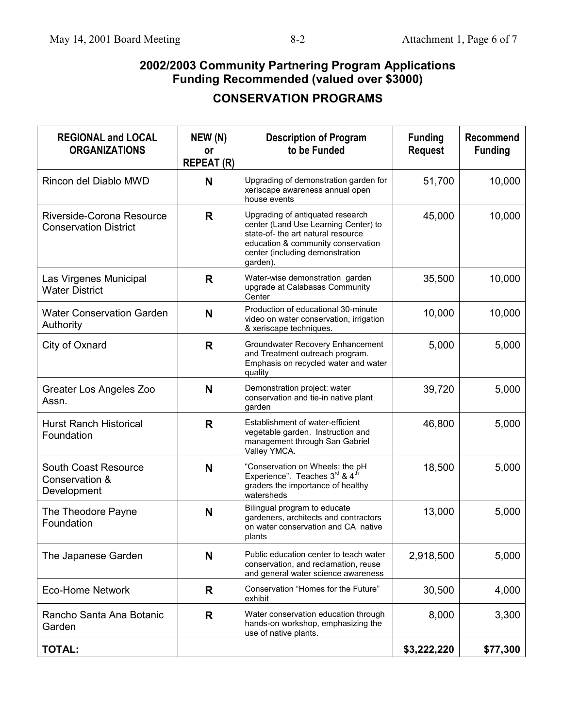## 2002/2003 Community Partnering Program Applications Funding Recommended (valued over $3000)

## CONSERVATION PROGRAMS

| REGIONAL and LOCAL ORGANIZATIONS | NEW (N) or REPEAT (R) | Description of Program to be Funded | Funding Request | Recommend Funding |
|---|---|---|---|---|
| Rincon del Diablo MWD | N | Upgrading of demonstration garden for xeriscape awareness annual open house events | 51,700 | 10,000 |
| Riverside-Corona Resource Conservation District | R | Upgrading of antiquated research center (Land Use Learning Center) to state-of- the art natural resource education & community conservation center (including demonstration garden). | 45,000 | 10,000 |
| Las Virgenes Municipal Water District | R | Water-wise demonstration garden upgrade at Calabasas Community Center | 35,500 | 10,000 |
| Water Conservation Garden Authority | N | Production of educational 30-minute video on water conservation, irrigation & xeriscape techniques. | 10,000 | 10,000 |
| City of Oxnard | R | Groundwater Recovery Enhancement and Treatment outreach program. Emphasis on recycled water and water quality | 5,000 | 5,000 |
| Greater Los Angeles Zoo Assn. | N | Demonstration project: water conservation and tie-in native plant garden | 39,720 | 5,000 |
| Hurst Ranch Historical Foundation | R | Establishment of water-efficient vegetable garden. Instruction and management through San Gabriel Valley YMCA. | 46,800 | 5,000 |
| South Coast Resource Conservation & Development | N | "Conservation on Wheels: the pH Experience". Teaches 3rd & 4th graders the importance of healthy watersheds | 18,500 | 5,000 |
| The Theodore Payne Foundation | N | Bilingual program to educate gardeners, architects and contractors on water conservation and CA native plants | 13,000 | 5,000 |
| The Japanese Garden | N | Public education center to teach water conservation, and reclamation, reuse and general water science awareness | 2,918,500 | 5,000 |
| Eco-Home Network | R | Conservation "Homes for the Future" exhibit | 30,500 | 4,000 |
| Rancho Santa Ana Botanic Garden | R | Water conservation education through hands-on workshop, emphasizing the use of native plants. | 8,000 | 3,300 |
| **TOTAL:** | | | **$3,222,220** | **$77,300** |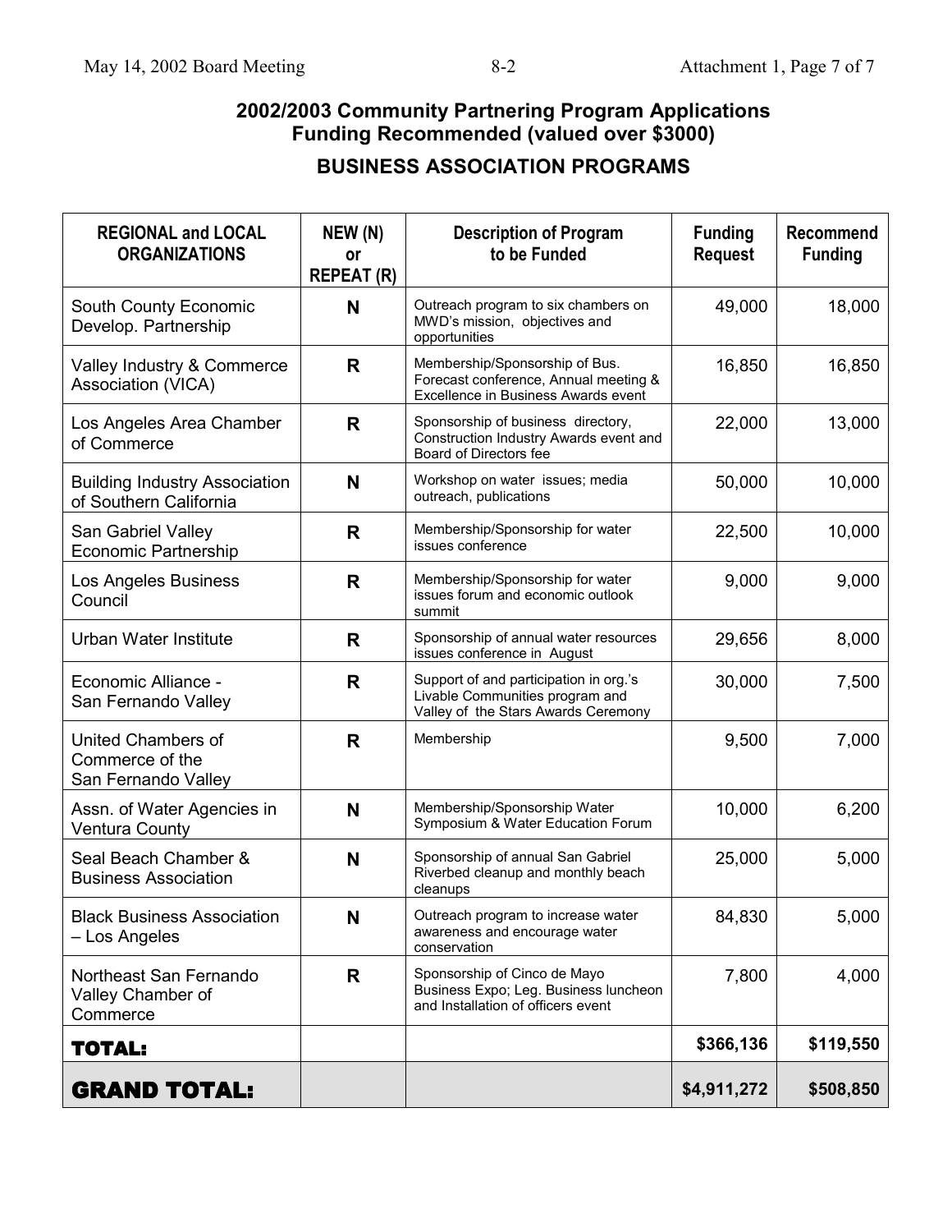## 2002/2003 Community Partnering Program Applications Funding Recommended (valued over $3000)

## BUSINESS ASSOCIATION PROGRAMS

| REGIONAL and LOCAL ORGANIZATIONS | NEW (N) or REPEAT (R) | Description of Program to be Funded | Funding Request | Recommend Funding |
|---|---|---|---|---|
| South County Economic Develop. Partnership | N | Outreach program to six chambers on MWD's mission, objectives and opportunities | 49,000 | 18,000 |
| Valley Industry & Commerce Association (VICA) | R | Membership/Sponsorship of Bus. Forecast conference, Annual meeting & Excellence in Business Awards event | 16,850 | 16,850 |
| Los Angeles Area Chamber of Commerce | R | Sponsorship of business directory, Construction Industry Awards event and Board of Directors fee | 22,000 | 13,000 |
| Building Industry Association of Southern California | N | Workshop on water issues; media outreach, publications | 50,000 | 10,000 |
| San Gabriel Valley Economic Partnership | R | Membership/Sponsorship for water issues conference | 22,500 | 10,000 |
| Los Angeles Business Council | R | Membership/Sponsorship for water issues forum and economic outlook summit | 9,000 | 9,000 |
| Urban Water Institute | R | Sponsorship of annual water resources issues conference in August | 29,656 | 8,000 |
| Economic Alliance - San Fernando Valley | R | Support of and participation in org.'s Livable Communities program and Valley of the Stars Awards Ceremony | 30,000 | 7,500 |
| United Chambers of Commerce of the San Fernando Valley | R | Membership | 9,500 | 7,000 |
| Assn. of Water Agencies in Ventura County | N | Membership/Sponsorship Water Symposium & Water Education Forum | 10,000 | 6,200 |
| Seal Beach Chamber & Business Association | N | Sponsorship of annual San Gabriel Riverbed cleanup and monthly beach cleanups | 25,000 | 5,000 |
| Black Business Association – Los Angeles | N | Outreach program to increase water awareness and encourage water conservation | 84,830 | 5,000 |
| Northeast San Fernando Valley Chamber of Commerce | R | Sponsorship of Cinco de Mayo Business Expo; Leg. Business luncheon and Installation of officers event | 7,800 | 4,000 |
| **TOTAL:** | | | **$366,136** | **$119,550** |
| **GRAND TOTAL:** | | | **$4,911,272** | **$508,850** |